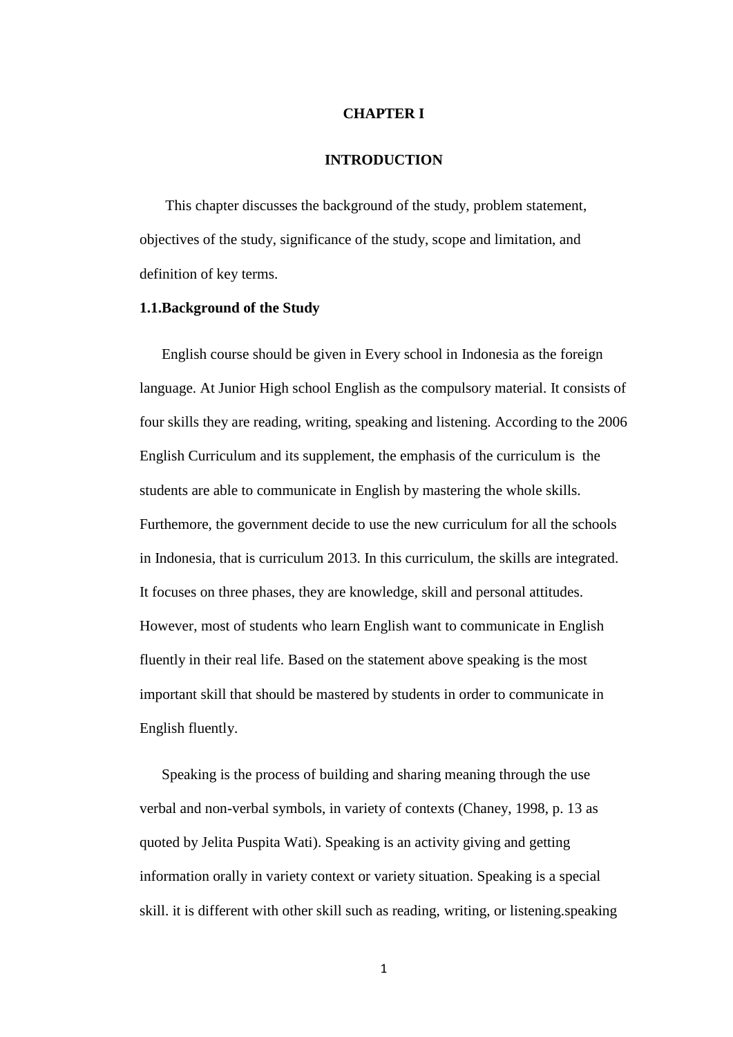# CHAPTER I

# INTRODUCTION

This chapter discusses the background of the study, problem statement, objectives of the study, significance of the study, scope and limitation, and definition of key terms.

## 1.1.Background of the Study

English course should be given in Every school in Indonesia as the foreign language. At Junior High school English as the compulsory material. It consists of four skills they are reading, writing, speaking and listening. According to the 2006 English Curriculum and its supplement, the emphasis of the curriculum is the students are able to communicate in English by mastering the whole skills. Furthemore, the government decide to use the new curriculum for all the schools in Indonesia, that is curriculum 2013. In this curriculum, the skills are integrated. It focuses on three phases, they are knowledge, skill and personal attitudes. However, most of students who learn English want to communicate in English fluently in their real life. Based on the statement above speaking is the most important skill that should be mastered by students in order to communicate in English fluently.

Speaking is the process of building and sharing meaning through the use verbal and non-verbal symbols, in variety of contexts (Chaney, 1998, p. 13 as quoted by Jelita Puspita Wati). Speaking is an activity giving and getting information orally in variety context or variety situation. Speaking is a special skill. it is different with other skill such as reading, writing, or listening.speaking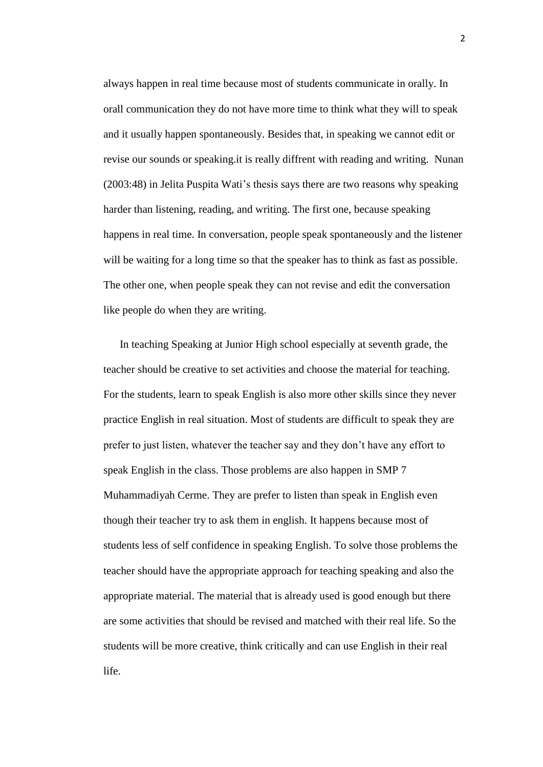always happen in real time because most of students communicate in orally. In orall communication they do not have more time to think what they will to speak and it usually happen spontaneously. Besides that, in speaking we cannot edit or revise our sounds or speaking.it is really diffrent with reading and writing. Nunan (2003:48) in Jelita Puspita Wati's thesis says there are two reasons why speaking harder than listening, reading, and writing. The first one, because speaking happens in real time. In conversation, people speak spontaneously and the listener will be waiting for a long time so that the speaker has to think as fast as possible. The other one, when people speak they can not revise and edit the conversation like people do when they are writing.

In teaching Speaking at Junior High school especially at seventh grade, the teacher should be creative to set activities and choose the material for teaching. For the students, learn to speak English is also more other skills since they never practice English in real situation. Most of students are difficult to speak they are prefer to just listen, whatever the teacher say and they don't have any effort to speak English in the class. Those problems are also happen in SMP 7 Muhammadiyah Cerme. They are prefer to listen than speak in English even though their teacher try to ask them in english. It happens because most of students less of self confidence in speaking English. To solve those problems the teacher should have the appropriate approach for teaching speaking and also the appropriate material. The material that is already used is good enough but there are some activities that should be revised and matched with their real life. So the students will be more creative, think critically and can use English in their real life.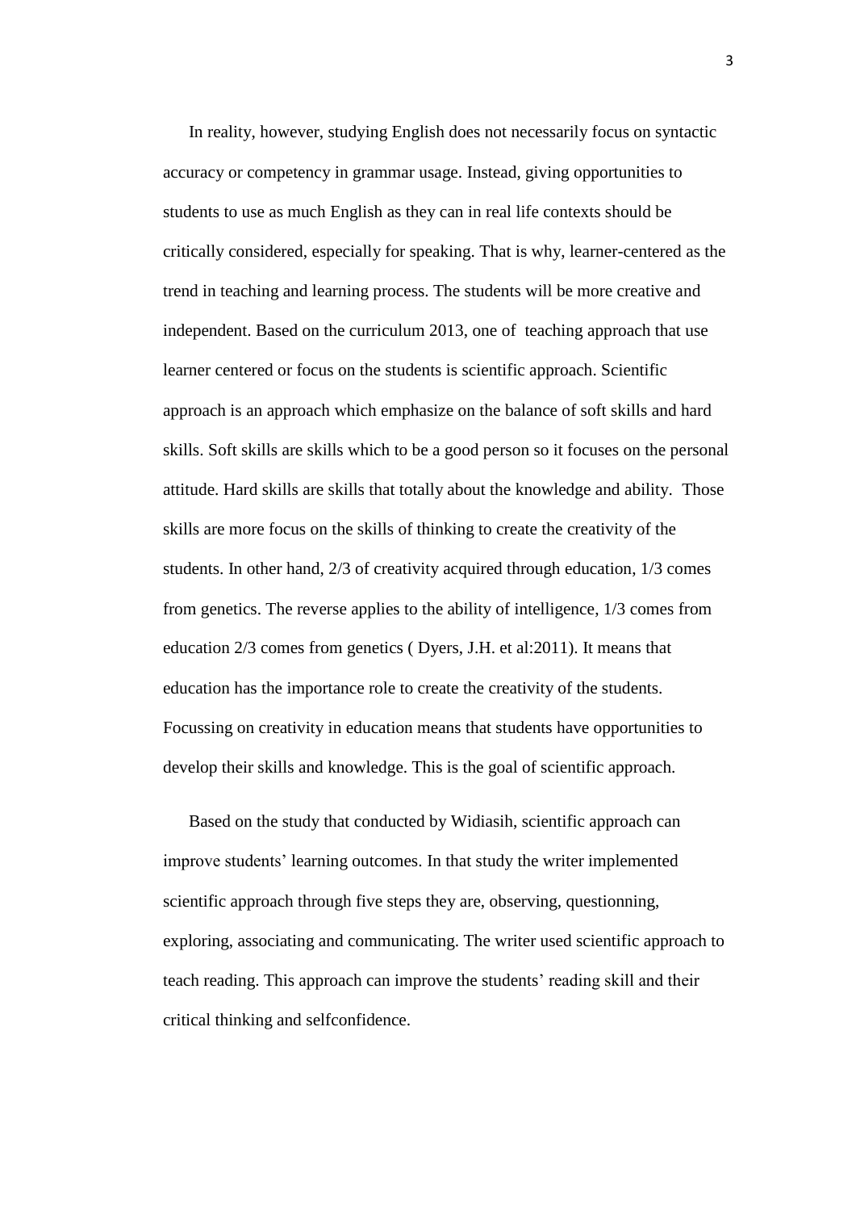In reality, however, studying English does not necessarily focus on syntactic accuracy or competency in grammar usage. Instead, giving opportunities to students to use as much English as they can in real life contexts should be critically considered, especially for speaking. That is why, learner-centered as the trend in teaching and learning process. The students will be more creative and independent. Based on the curriculum 2013, one of teaching approach that use learner centered or focus on the students is scientific approach. Scientific approach is an approach which emphasize on the balance of soft skills and hard skills. Soft skills are skills which to be a good person so it focuses on the personal attitude. Hard skills are skills that totally about the knowledge and ability. Those skills are more focus on the skills of thinking to create the creativity of the students. In other hand, 2/3 of creativity acquired through education, 1/3 comes from genetics. The reverse applies to the ability of intelligence, 1/3 comes from education 2/3 comes from genetics ( Dyers, J.H. et al:2011). It means that education has the importance role to create the creativity of the students. Focussing on creativity in education means that students have opportunities to develop their skills and knowledge. This is the goal of scientific approach.

Based on the study that conducted by Widiasih, scientific approach can improve students' learning outcomes. In that study the writer implemented scientific approach through five steps they are, observing, questionning, exploring, associating and communicating. The writer used scientific approach to teach reading. This approach can improve the students' reading skill and their critical thinking and selfconfidence.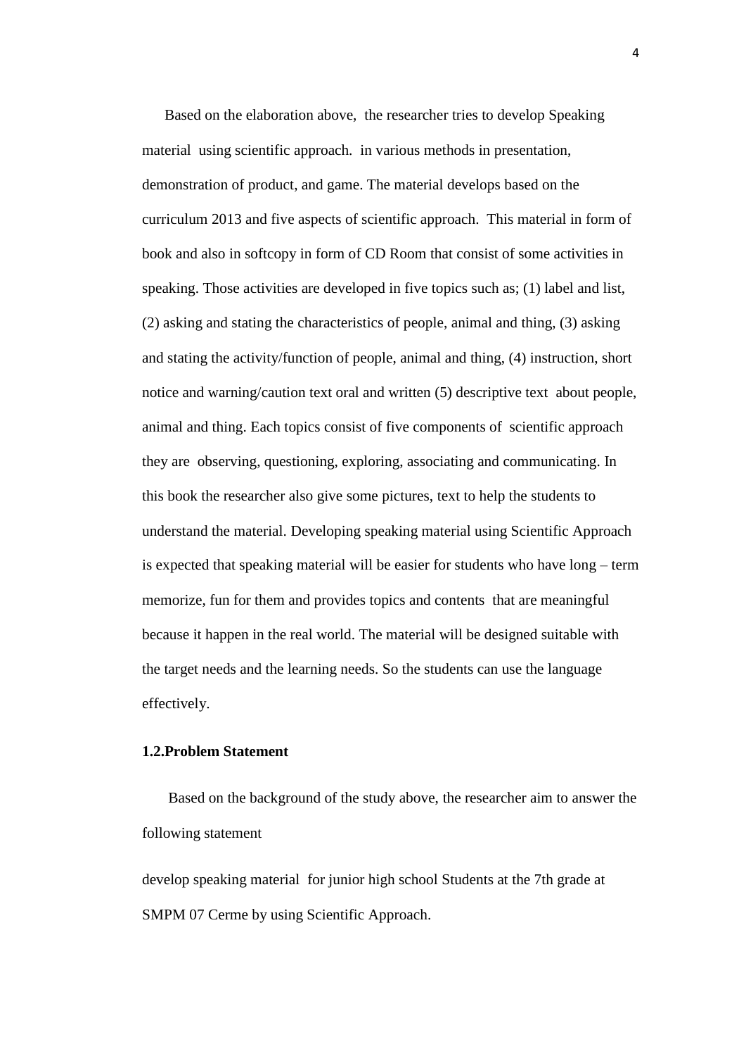Based on the elaboration above, the researcher tries to develop Speaking material using scientific approach. in various methods in presentation, demonstration of product, and game. The material develops based on the curriculum 2013 and five aspects of scientific approach. This material in form of book and also in softcopy in form of CD Room that consist of some activities in speaking. Those activities are developed in five topics such as; (1) label and list, (2) asking and stating the characteristics of people, animal and thing, (3) asking and stating the activity/function of people, animal and thing, (4) instruction, short notice and warning/caution text oral and written (5) descriptive text about people, animal and thing. Each topics consist of five components of scientific approach they are observing, questioning, exploring, associating and communicating. In this book the researcher also give some pictures, text to help the students to understand the material. Developing speaking material using Scientific Approach is expected that speaking material will be easier for students who have long – term memorize, fun for them and provides topics and contents that are meaningful because it happen in the real world. The material will be designed suitable with the target needs and the learning needs. So the students can use the language effectively.

### 1.2.Problem Statement

Based on the background of the study above, the researcher aim to answer the following statement

develop speaking material for junior high school Students at the 7th grade at SMPM 07 Cerme by using Scientific Approach.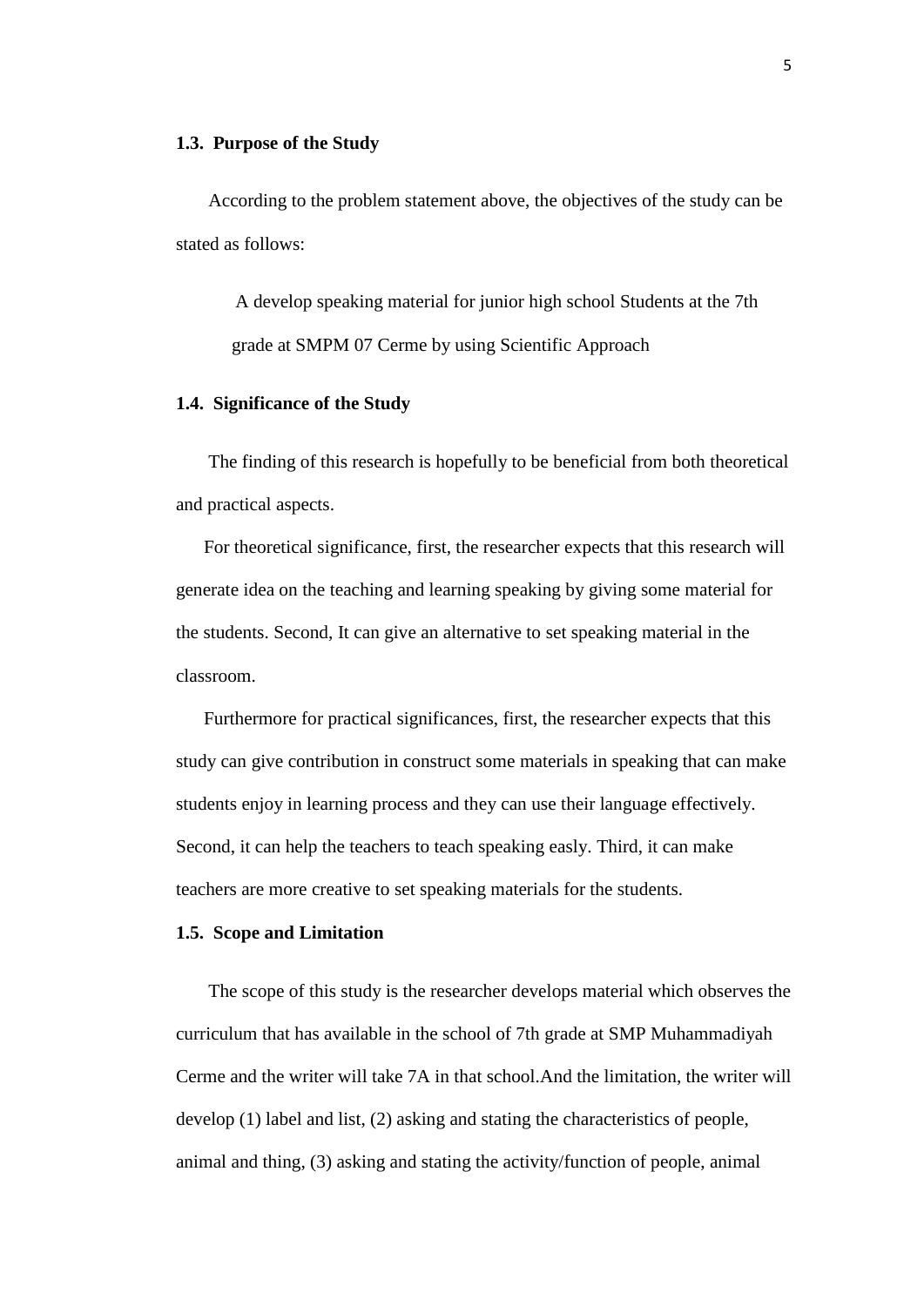### 1.3. Purpose of the Study

According to the problem statement above, the objectives of the study can be stated as follows:

> A develop speaking material for junior high school Students at the 7th grade at SMPM 07 Cerme by using Scientific Approach

### 1.4. Significance of the Study

The finding of this research is hopefully to be beneficial from both theoretical and practical aspects.

For theoretical significance, first, the researcher expects that this research will generate idea on the teaching and learning speaking by giving some material for the students. Second, It can give an alternative to set speaking material in the classroom.

Furthermore for practical significances, first, the researcher expects that this study can give contribution in construct some materials in speaking that can make students enjoy in learning process and they can use their language effectively. Second, it can help the teachers to teach speaking easly. Third, it can make teachers are more creative to set speaking materials for the students.

### 1.5. Scope and Limitation

The scope of this study is the researcher develops material which observes the curriculum that has available in the school of 7th grade at SMP Muhammadiyah Cerme and the writer will take 7A in that school.And the limitation, the writer will develop (1) label and list, (2) asking and stating the characteristics of people, animal and thing, (3) asking and stating the activity/function of people, animal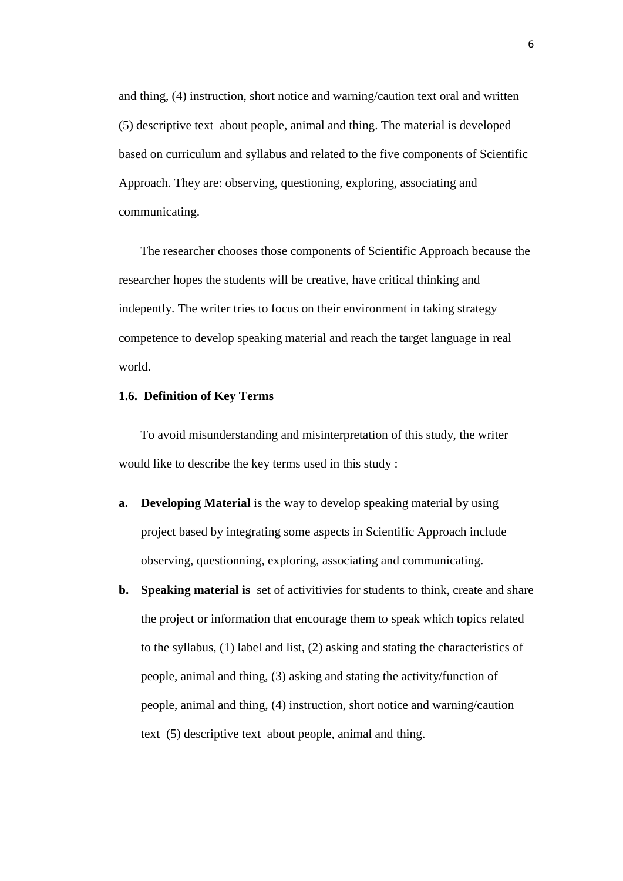and thing, (4) instruction, short notice and warning/caution text oral and written (5) descriptive text about people, animal and thing. The material is developed based on curriculum and syllabus and related to the five components of Scientific Approach. They are: observing, questioning, exploring, associating and communicating.

The researcher chooses those components of Scientific Approach because the researcher hopes the students will be creative, have critical thinking and indepently. The writer tries to focus on their environment in taking strategy competence to develop speaking material and reach the target language in real world.

**1.6. Definition of Key Terms**

To avoid misunderstanding and misinterpretation of this study, the writer would like to describe the key terms used in this study :

a. **Developing Material** is the way to develop speaking material by using project based by integrating some aspects in Scientific Approach include observing, questionning, exploring, associating and communicating.

b. **Speaking material is** set of activitivies for students to think, create and share the project or information that encourage them to speak which topics related to the syllabus, (1) label and list, (2) asking and stating the characteristics of people, animal and thing, (3) asking and stating the activity/function of people, animal and thing, (4) instruction, short notice and warning/caution text (5) descriptive text about people, animal and thing.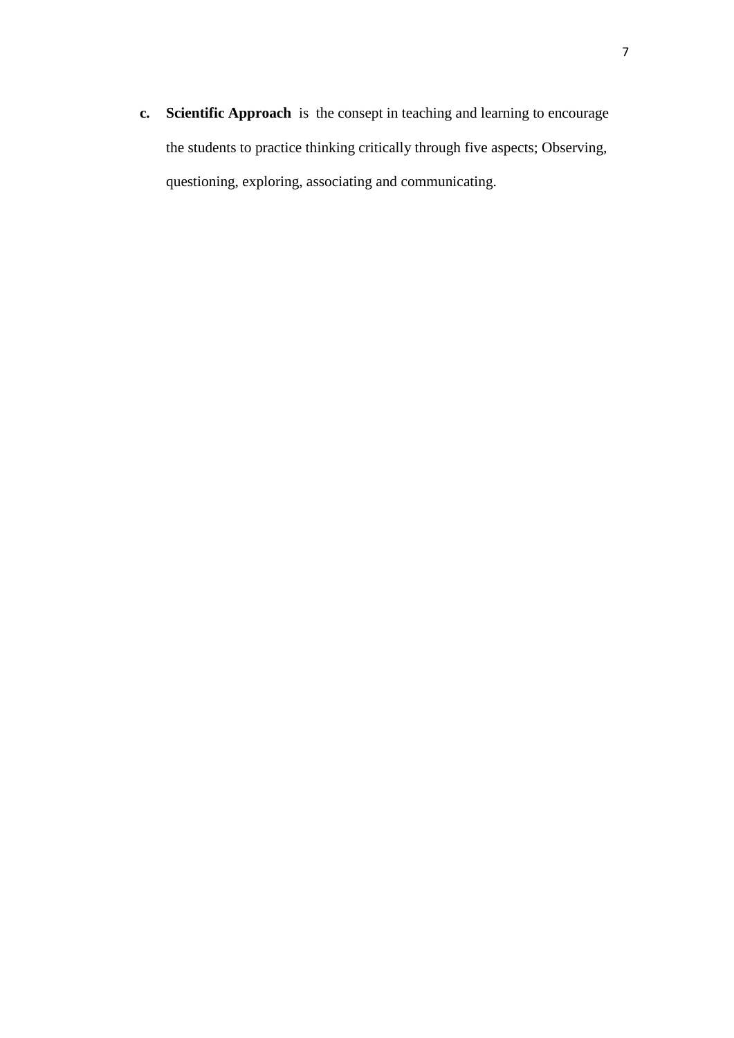c. **Scientific Approach** is the consept in teaching and learning to encourage the students to practice thinking critically through five aspects; Observing, questioning, exploring, associating and communicating.